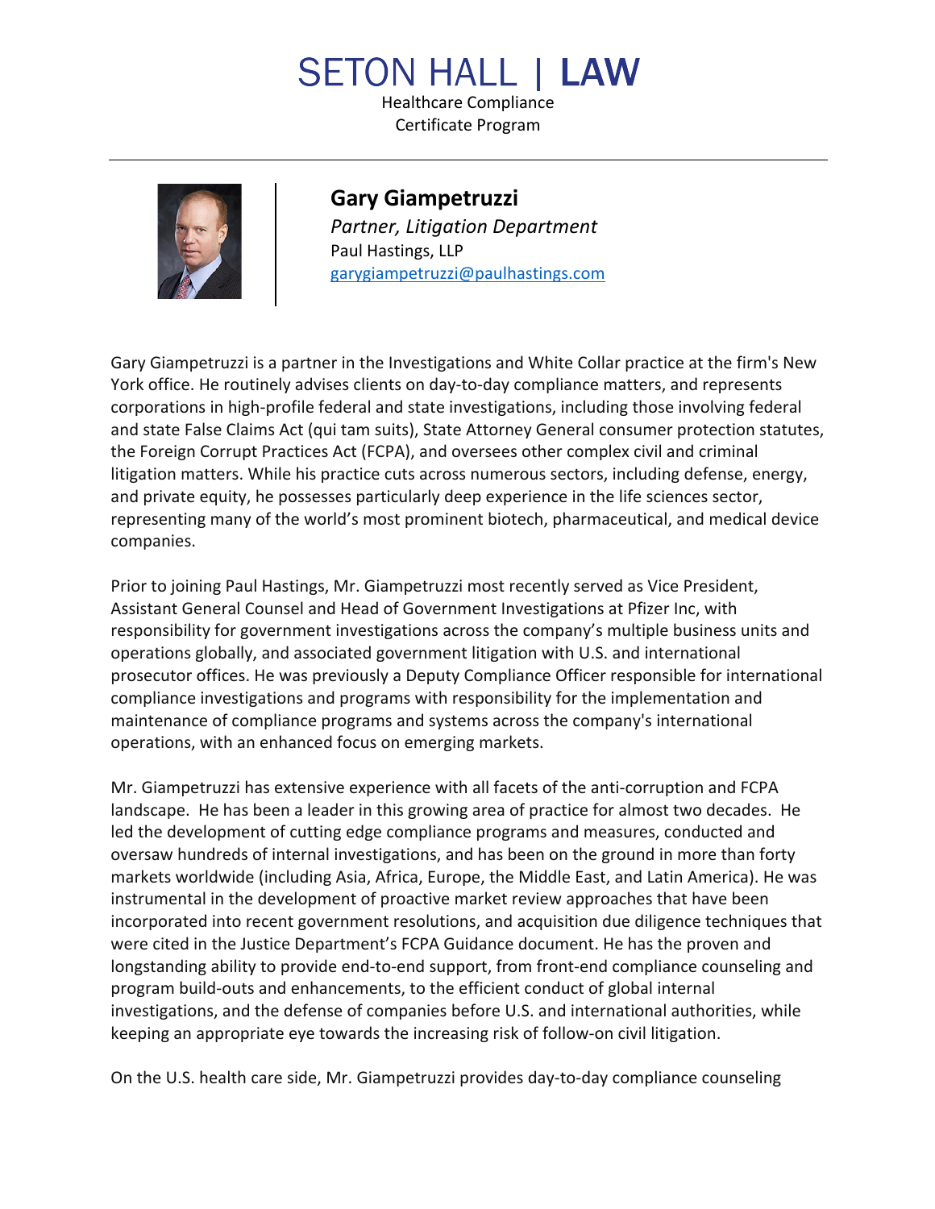# SETON HALL | LAW

Healthcare Compliance Certificate Program

---

## Gary Giampetruzzi

*Partner, Litigation Department*

Paul Hastings, LLP

[garygiampetruzzi@paulhastings.com](mailto:garygiampetruzzi@paulhastings.com)

Gary Giampetruzzi is a partner in the Investigations and White Collar practice at the firm's New York office. He routinely advises clients on day-to-day compliance matters, and represents corporations in high-profile federal and state investigations, including those involving federal and state False Claims Act (qui tam suits), State Attorney General consumer protection statutes, the Foreign Corrupt Practices Act (FCPA), and oversees other complex civil and criminal litigation matters. While his practice cuts across numerous sectors, including defense, energy, and private equity, he possesses particularly deep experience in the life sciences sector, representing many of the world's most prominent biotech, pharmaceutical, and medical device companies.

Prior to joining Paul Hastings, Mr. Giampetruzzi most recently served as Vice President, Assistant General Counsel and Head of Government Investigations at Pfizer Inc, with responsibility for government investigations across the company's multiple business units and operations globally, and associated government litigation with U.S. and international prosecutor offices. He was previously a Deputy Compliance Officer responsible for international compliance investigations and programs with responsibility for the implementation and maintenance of compliance programs and systems across the company's international operations, with an enhanced focus on emerging markets.

Mr. Giampetruzzi has extensive experience with all facets of the anti-corruption and FCPA landscape. He has been a leader in this growing area of practice for almost two decades. He led the development of cutting edge compliance programs and measures, conducted and oversaw hundreds of internal investigations, and has been on the ground in more than forty markets worldwide (including Asia, Africa, Europe, the Middle East, and Latin America). He was instrumental in the development of proactive market review approaches that have been incorporated into recent government resolutions, and acquisition due diligence techniques that were cited in the Justice Department's FCPA Guidance document. He has the proven and longstanding ability to provide end-to-end support, from front-end compliance counseling and program build-outs and enhancements, to the efficient conduct of global internal investigations, and the defense of companies before U.S. and international authorities, while keeping an appropriate eye towards the increasing risk of follow-on civil litigation.

On the U.S. health care side, Mr. Giampetruzzi provides day-to-day compliance counseling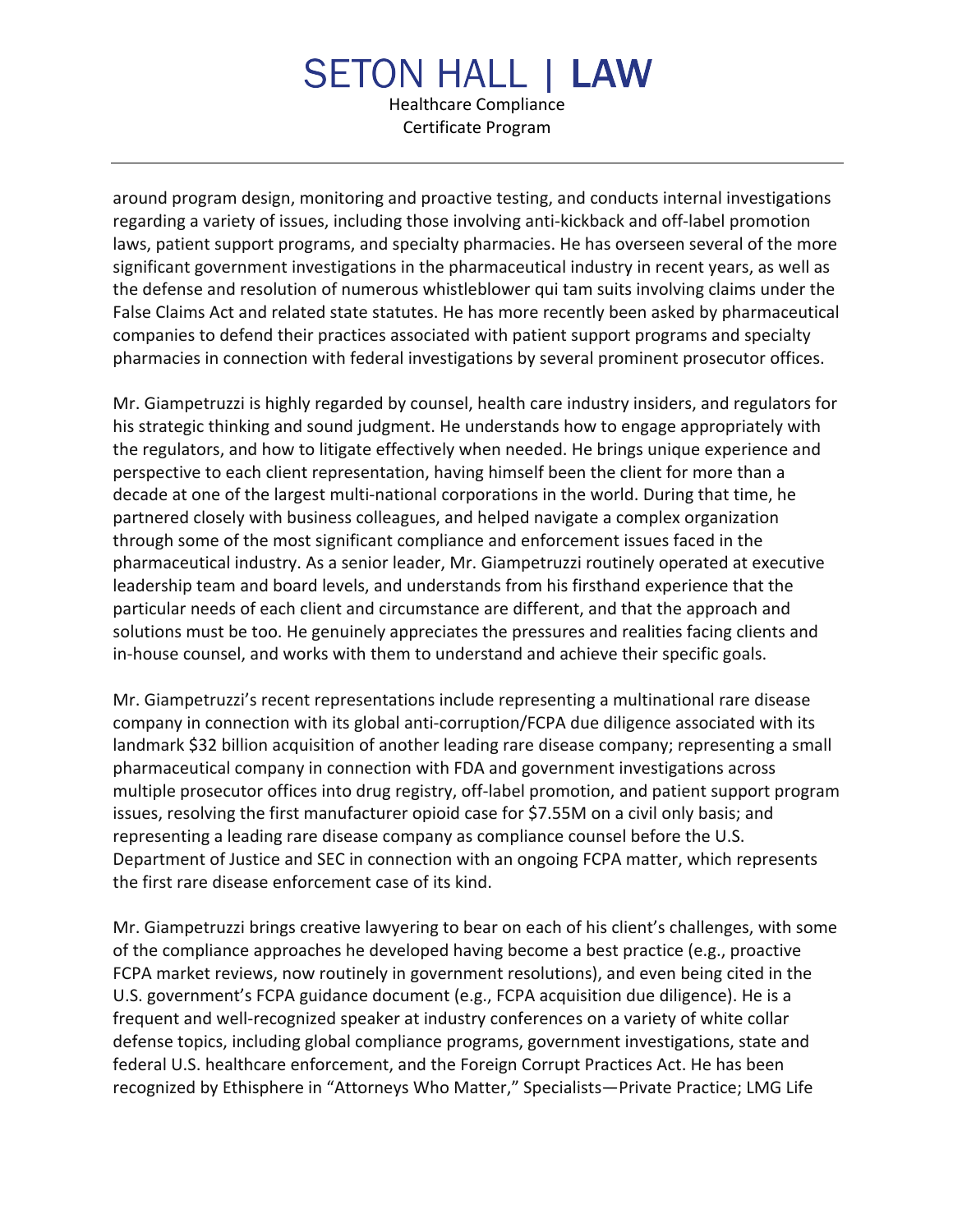around program design, monitoring and proactive testing, and conducts internal investigations regarding a variety of issues, including those involving anti-kickback and off-label promotion laws, patient support programs, and specialty pharmacies. He has overseen several of the more significant government investigations in the pharmaceutical industry in recent years, as well as the defense and resolution of numerous whistleblower qui tam suits involving claims under the False Claims Act and related state statutes. He has more recently been asked by pharmaceutical companies to defend their practices associated with patient support programs and specialty pharmacies in connection with federal investigations by several prominent prosecutor offices.

Mr. Giampetruzzi is highly regarded by counsel, health care industry insiders, and regulators for his strategic thinking and sound judgment. He understands how to engage appropriately with the regulators, and how to litigate effectively when needed. He brings unique experience and perspective to each client representation, having himself been the client for more than a decade at one of the largest multi-national corporations in the world. During that time, he partnered closely with business colleagues, and helped navigate a complex organization through some of the most significant compliance and enforcement issues faced in the pharmaceutical industry. As a senior leader, Mr. Giampetruzzi routinely operated at executive leadership team and board levels, and understands from his firsthand experience that the particular needs of each client and circumstance are different, and that the approach and solutions must be too. He genuinely appreciates the pressures and realities facing clients and in-house counsel, and works with them to understand and achieve their specific goals.

Mr. Giampetruzzi's recent representations include representing a multinational rare disease company in connection with its global anti-corruption/FCPA due diligence associated with its landmark $32 billion acquisition of another leading rare disease company; representing a small pharmaceutical company in connection with FDA and government investigations across multiple prosecutor offices into drug registry, off-label promotion, and patient support program issues, resolving the first manufacturer opioid case for $7.55M on a civil only basis; and representing a leading rare disease company as compliance counsel before the U.S. Department of Justice and SEC in connection with an ongoing FCPA matter, which represents the first rare disease enforcement case of its kind.

Mr. Giampetruzzi brings creative lawyering to bear on each of his client's challenges, with some of the compliance approaches he developed having become a best practice (e.g., proactive FCPA market reviews, now routinely in government resolutions), and even being cited in the U.S. government's FCPA guidance document (e.g., FCPA acquisition due diligence). He is a frequent and well-recognized speaker at industry conferences on a variety of white collar defense topics, including global compliance programs, government investigations, state and federal U.S. healthcare enforcement, and the Foreign Corrupt Practices Act. He has been recognized by Ethisphere in "Attorneys Who Matter," Specialists—Private Practice; LMG Life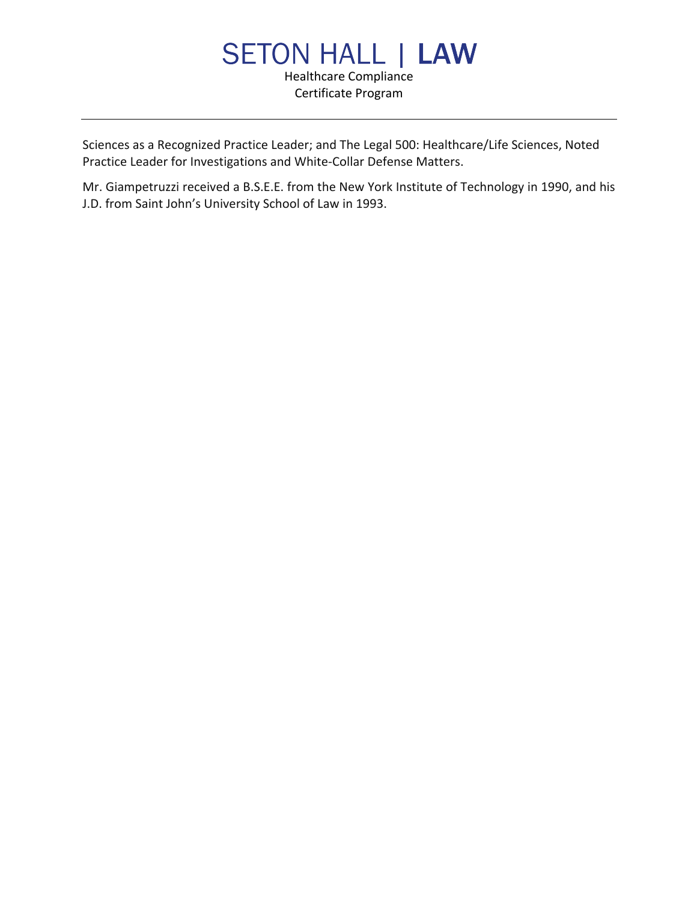Sciences as a Recognized Practice Leader; and The Legal 500: Healthcare/Life Sciences, Noted Practice Leader for Investigations and White-Collar Defense Matters.

Mr. Giampetruzzi received a B.S.E.E. from the New York Institute of Technology in 1990, and his J.D. from Saint John's University School of Law in 1993.